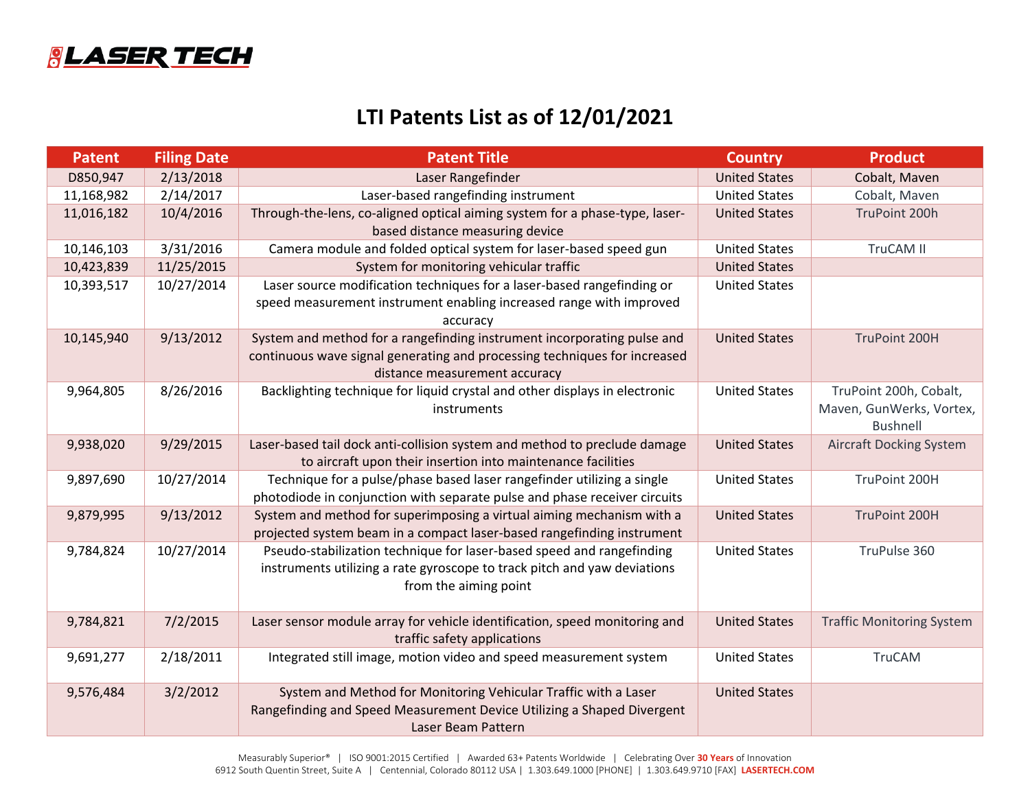LASER TECH

# LTI Patents List as of 12/01/2021

| Patent | Filing Date | Patent Title | Country | Product |
|---|---|---|---|---|
| D850,947 | 2/13/2018 | Laser Rangefinder | United States | Cobalt, Maven |
| 11,168,982 | 2/14/2017 | Laser-based rangefinding instrument | United States | Cobalt, Maven |
| 11,016,182 | 10/4/2016 | Through-the-lens, co-aligned optical aiming system for a phase-type, laser-based distance measuring device | United States | TruPoint 200h |
| 10,146,103 | 3/31/2016 | Camera module and folded optical system for laser-based speed gun | United States | TruCAM II |
| 10,423,839 | 11/25/2015 | System for monitoring vehicular traffic | United States | |
| 10,393,517 | 10/27/2014 | Laser source modification techniques for a laser-based rangefinding or speed measurement instrument enabling increased range with improved accuracy | United States | |
| 10,145,940 | 9/13/2012 | System and method for a rangefinding instrument incorporating pulse and continuous wave signal generating and processing techniques for increased distance measurement accuracy | United States | TruPoint 200H |
| 9,964,805 | 8/26/2016 | Backlighting technique for liquid crystal and other displays in electronic instruments | United States | TruPoint 200h, Cobalt, Maven, GunWerks, Vortex, Bushnell |
| 9,938,020 | 9/29/2015 | Laser-based tail dock anti-collision system and method to preclude damage to aircraft upon their insertion into maintenance facilities | United States | Aircraft Docking System |
| 9,897,690 | 10/27/2014 | Technique for a pulse/phase based laser rangefinder utilizing a single photodiode in conjunction with separate pulse and phase receiver circuits | United States | TruPoint 200H |
| 9,879,995 | 9/13/2012 | System and method for superimposing a virtual aiming mechanism with a projected system beam in a compact laser-based rangefinding instrument | United States | TruPoint 200H |
| 9,784,824 | 10/27/2014 | Pseudo-stabilization technique for laser-based speed and rangefinding instruments utilizing a rate gyroscope to track pitch and yaw deviations from the aiming point | United States | TruPulse 360 |
| 9,784,821 | 7/2/2015 | Laser sensor module array for vehicle identification, speed monitoring and traffic safety applications | United States | Traffic Monitoring System |
| 9,691,277 | 2/18/2011 | Integrated still image, motion video and speed measurement system | United States | TruCAM |
| 9,576,484 | 3/2/2012 | System and Method for Monitoring Vehicular Traffic with a Laser Rangefinding and Speed Measurement Device Utilizing a Shaped Divergent Laser Beam Pattern | United States | |

Measurably Superior® | ISO 9001:2015 Certified | Awarded 63+ Patents Worldwide | Celebrating Over **30 Years** of Innovation
6912 South Quentin Street, Suite A | Centennial, Colorado 80112 USA | 1.303.649.1000 [PHONE] | 1.303.649.9710 [FAX] **LASERTECH.COM**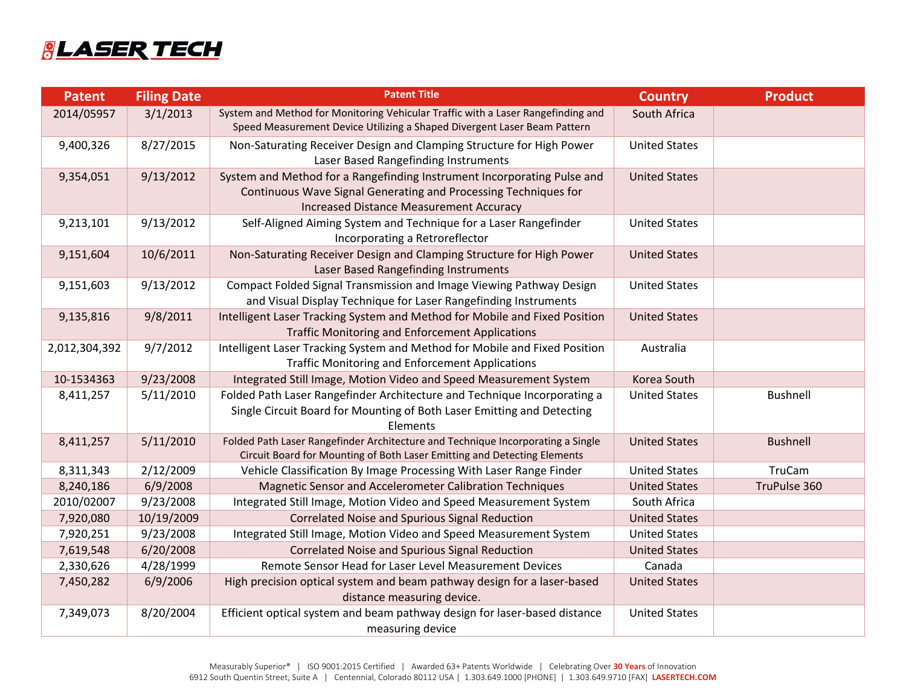| Patent | Filing Date | Patent Title | Country | Product |
|---|---|---|---|---|
| 2014/05957 | 3/1/2013 | System and Method for Monitoring Vehicular Traffic with a Laser Rangefinding and Speed Measurement Device Utilizing a Shaped Divergent Laser Beam Pattern | South Africa | |
| 9,400,326 | 8/27/2015 | Non-Saturating Receiver Design and Clamping Structure for High Power Laser Based Rangefinding Instruments | United States | |
| 9,354,051 | 9/13/2012 | System and Method for a Rangefinding Instrument Incorporating Pulse and Continuous Wave Signal Generating and Processing Techniques for Increased Distance Measurement Accuracy | United States | |
| 9,213,101 | 9/13/2012 | Self-Aligned Aiming System and Technique for a Laser Rangefinder Incorporating a Retroreflector | United States | |
| 9,151,604 | 10/6/2011 | Non-Saturating Receiver Design and Clamping Structure for High Power Laser Based Rangefinding Instruments | United States | |
| 9,151,603 | 9/13/2012 | Compact Folded Signal Transmission and Image Viewing Pathway Design and Visual Display Technique for Laser Rangefinding Instruments | United States | |
| 9,135,816 | 9/8/2011 | Intelligent Laser Tracking System and Method for Mobile and Fixed Position Traffic Monitoring and Enforcement Applications | United States | |
| 2,012,304,392 | 9/7/2012 | Intelligent Laser Tracking System and Method for Mobile and Fixed Position Traffic Monitoring and Enforcement Applications | Australia | |
| 10-1534363 | 9/23/2008 | Integrated Still Image, Motion Video and Speed Measurement System | Korea South | |
| 8,411,257 | 5/11/2010 | Folded Path Laser Rangefinder Architecture and Technique Incorporating a Single Circuit Board for Mounting of Both Laser Emitting and Detecting Elements | United States | Bushnell |
| 8,411,257 | 5/11/2010 | Folded Path Laser Rangefinder Architecture and Technique Incorporating a Single Circuit Board for Mounting of Both Laser Emitting and Detecting Elements | United States | Bushnell |
| 8,311,343 | 2/12/2009 | Vehicle Classification By Image Processing With Laser Range Finder | United States | TruCam |
| 8,240,186 | 6/9/2008 | Magnetic Sensor and Accelerometer Calibration Techniques | United States | TruPulse 360 |
| 2010/02007 | 9/23/2008 | Integrated Still Image, Motion Video and Speed Measurement System | South Africa | |
| 7,920,080 | 10/19/2009 | Correlated Noise and Spurious Signal Reduction | United States | |
| 7,920,251 | 9/23/2008 | Integrated Still Image, Motion Video and Speed Measurement System | United States | |
| 7,619,548 | 6/20/2008 | Correlated Noise and Spurious Signal Reduction | United States | |
| 2,330,626 | 4/28/1999 | Remote Sensor Head for Laser Level Measurement Devices | Canada | |
| 7,450,282 | 6/9/2006 | High precision optical system and beam pathway design for a laser-based distance measuring device. | United States | |
| 7,349,073 | 8/20/2004 | Efficient optical system and beam pathway design for laser-based distance measuring device | United States | |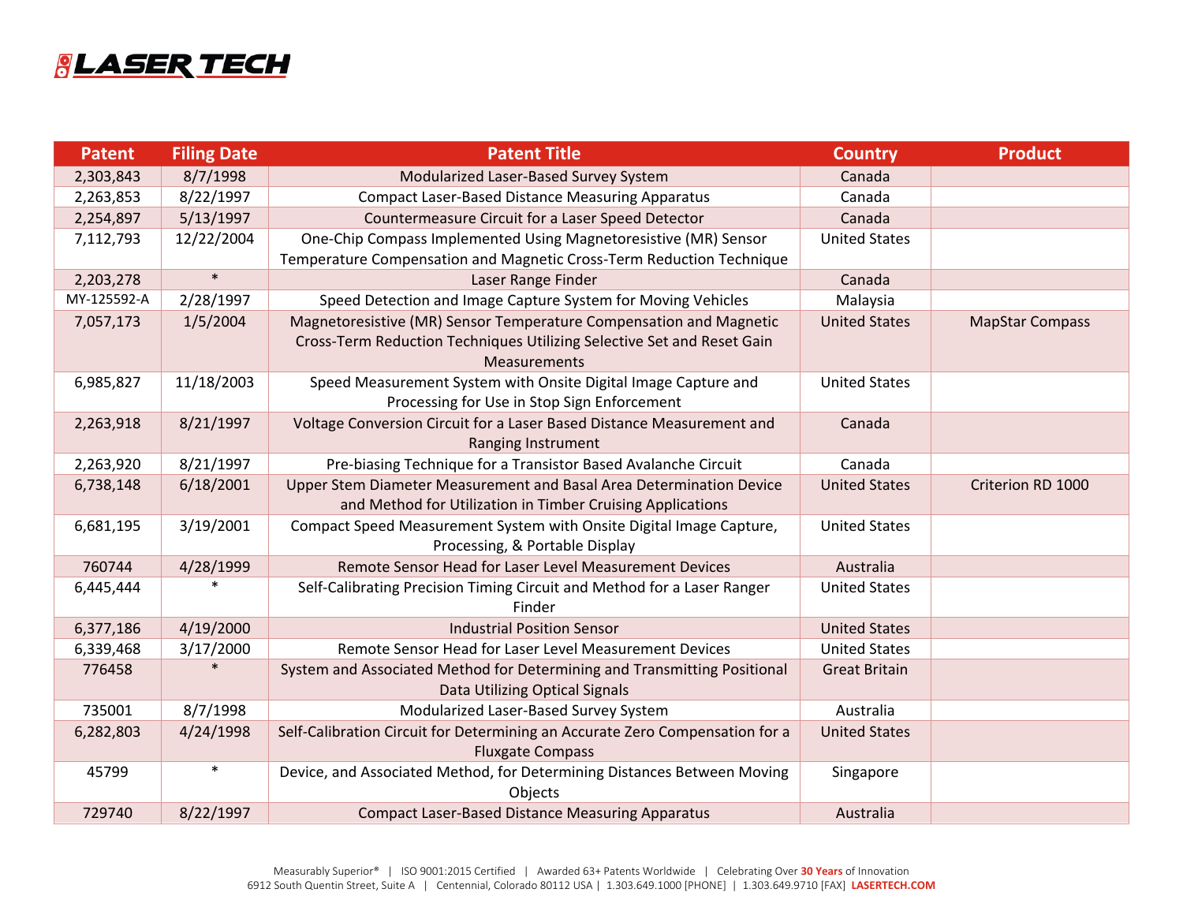| Patent | Filing Date | Patent Title | Country | Product |
| --- | --- | --- | --- | --- |
| 2,303,843 | 8/7/1998 | Modularized Laser-Based Survey System | Canada | |
| 2,263,853 | 8/22/1997 | Compact Laser-Based Distance Measuring Apparatus | Canada | |
| 2,254,897 | 5/13/1997 | Countermeasure Circuit for a Laser Speed Detector | Canada | |
| 7,112,793 | 12/22/2004 | One-Chip Compass Implemented Using Magnetoresistive (MR) Sensor Temperature Compensation and Magnetic Cross-Term Reduction Technique | United States | |
| 2,203,278 | * | Laser Range Finder | Canada | |
| MY-125592-A | 2/28/1997 | Speed Detection and Image Capture System for Moving Vehicles | Malaysia | |
| 7,057,173 | 1/5/2004 | Magnetoresistive (MR) Sensor Temperature Compensation and Magnetic Cross-Term Reduction Techniques Utilizing Selective Set and Reset Gain Measurements | United States | MapStar Compass |
| 6,985,827 | 11/18/2003 | Speed Measurement System with Onsite Digital Image Capture and Processing for Use in Stop Sign Enforcement | United States | |
| 2,263,918 | 8/21/1997 | Voltage Conversion Circuit for a Laser Based Distance Measurement and Ranging Instrument | Canada | |
| 2,263,920 | 8/21/1997 | Pre-biasing Technique for a Transistor Based Avalanche Circuit | Canada | |
| 6,738,148 | 6/18/2001 | Upper Stem Diameter Measurement and Basal Area Determination Device and Method for Utilization in Timber Cruising Applications | United States | Criterion RD 1000 |
| 6,681,195 | 3/19/2001 | Compact Speed Measurement System with Onsite Digital Image Capture, Processing, & Portable Display | United States | |
| 760744 | 4/28/1999 | Remote Sensor Head for Laser Level Measurement Devices | Australia | |
| 6,445,444 | * | Self-Calibrating Precision Timing Circuit and Method for a Laser Ranger Finder | United States | |
| 6,377,186 | 4/19/2000 | Industrial Position Sensor | United States | |
| 6,339,468 | 3/17/2000 | Remote Sensor Head for Laser Level Measurement Devices | United States | |
| 776458 | * | System and Associated Method for Determining and Transmitting Positional Data Utilizing Optical Signals | Great Britain | |
| 735001 | 8/7/1998 | Modularized Laser-Based Survey System | Australia | |
| 6,282,803 | 4/24/1998 | Self-Calibration Circuit for Determining an Accurate Zero Compensation for a Fluxgate Compass | United States | |
| 45799 | * | Device, and Associated Method, for Determining Distances Between Moving Objects | Singapore | |
| 729740 | 8/22/1997 | Compact Laser-Based Distance Measuring Apparatus | Australia | |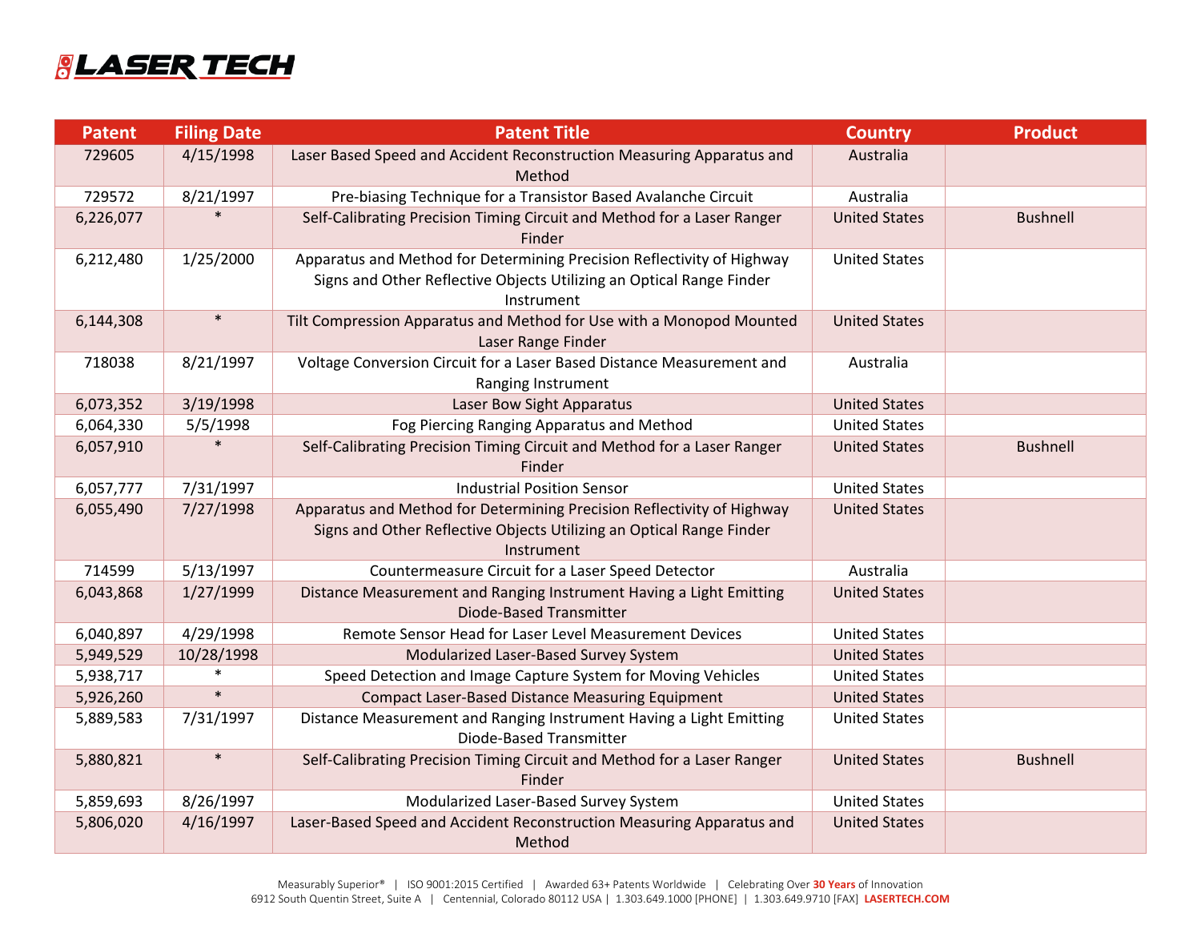| Patent | Filing Date | Patent Title | Country | Product |
|---|---|---|---|---|
| 729605 | 4/15/1998 | Laser Based Speed and Accident Reconstruction Measuring Apparatus and Method | Australia | |
| 729572 | 8/21/1997 | Pre-biasing Technique for a Transistor Based Avalanche Circuit | Australia | |
| 6,226,077 | * | Self-Calibrating Precision Timing Circuit and Method for a Laser Ranger Finder | United States | Bushnell |
| 6,212,480 | 1/25/2000 | Apparatus and Method for Determining Precision Reflectivity of Highway Signs and Other Reflective Objects Utilizing an Optical Range Finder Instrument | United States | |
| 6,144,308 | * | Tilt Compression Apparatus and Method for Use with a Monopod Mounted Laser Range Finder | United States | |
| 718038 | 8/21/1997 | Voltage Conversion Circuit for a Laser Based Distance Measurement and Ranging Instrument | Australia | |
| 6,073,352 | 3/19/1998 | Laser Bow Sight Apparatus | United States | |
| 6,064,330 | 5/5/1998 | Fog Piercing Ranging Apparatus and Method | United States | |
| 6,057,910 | * | Self-Calibrating Precision Timing Circuit and Method for a Laser Ranger Finder | United States | Bushnell |
| 6,057,777 | 7/31/1997 | Industrial Position Sensor | United States | |
| 6,055,490 | 7/27/1998 | Apparatus and Method for Determining Precision Reflectivity of Highway Signs and Other Reflective Objects Utilizing an Optical Range Finder Instrument | United States | |
| 714599 | 5/13/1997 | Countermeasure Circuit for a Laser Speed Detector | Australia | |
| 6,043,868 | 1/27/1999 | Distance Measurement and Ranging Instrument Having a Light Emitting Diode-Based Transmitter | United States | |
| 6,040,897 | 4/29/1998 | Remote Sensor Head for Laser Level Measurement Devices | United States | |
| 5,949,529 | 10/28/1998 | Modularized Laser-Based Survey System | United States | |
| 5,938,717 | * | Speed Detection and Image Capture System for Moving Vehicles | United States | |
| 5,926,260 | * | Compact Laser-Based Distance Measuring Equipment | United States | |
| 5,889,583 | 7/31/1997 | Distance Measurement and Ranging Instrument Having a Light Emitting Diode-Based Transmitter | United States | |
| 5,880,821 | * | Self-Calibrating Precision Timing Circuit and Method for a Laser Ranger Finder | United States | Bushnell |
| 5,859,693 | 8/26/1997 | Modularized Laser-Based Survey System | United States | |
| 5,806,020 | 4/16/1997 | Laser-Based Speed and Accident Reconstruction Measuring Apparatus and Method | United States | |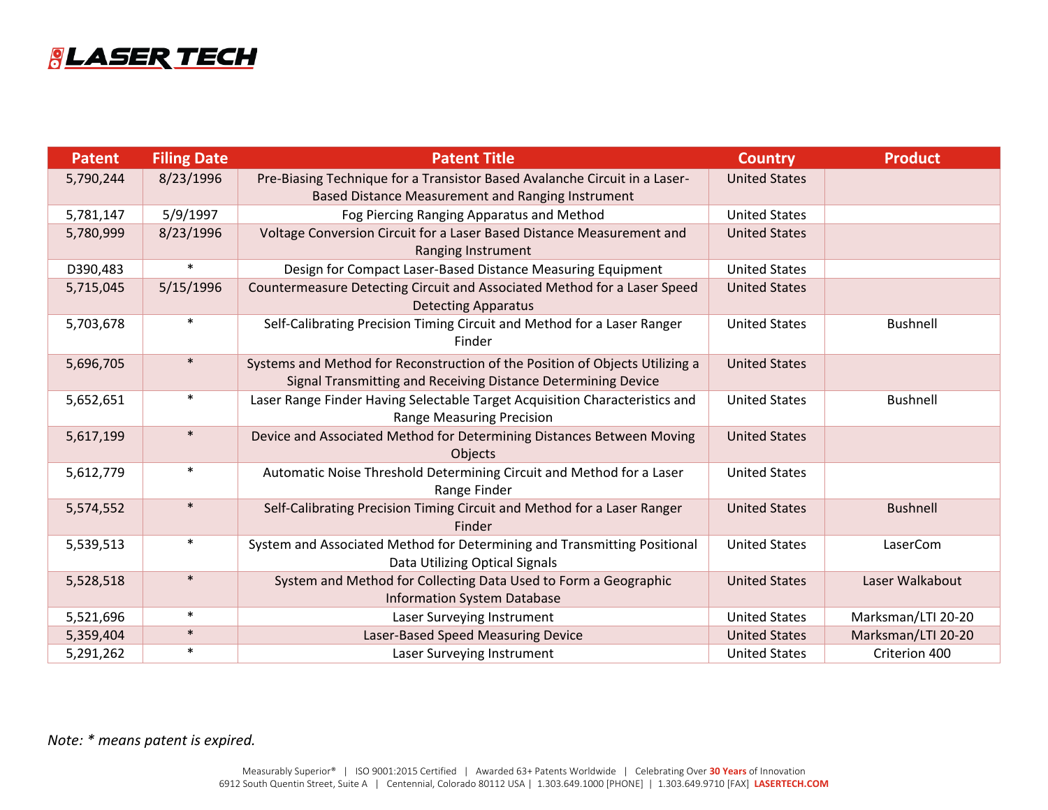| Patent | Filing Date | Patent Title | Country | Product |
|---|---|---|---|---|
| 5,790,244 | 8/23/1996 | Pre-Biasing Technique for a Transistor Based Avalanche Circuit in a Laser-Based Distance Measurement and Ranging Instrument | United States | |
| 5,781,147 | 5/9/1997 | Fog Piercing Ranging Apparatus and Method | United States | |
| 5,780,999 | 8/23/1996 | Voltage Conversion Circuit for a Laser Based Distance Measurement and Ranging Instrument | United States | |
| D390,483 | * | Design for Compact Laser-Based Distance Measuring Equipment | United States | |
| 5,715,045 | 5/15/1996 | Countermeasure Detecting Circuit and Associated Method for a Laser Speed Detecting Apparatus | United States | |
| 5,703,678 | * | Self-Calibrating Precision Timing Circuit and Method for a Laser Ranger Finder | United States | Bushnell |
| 5,696,705 | * | Systems and Method for Reconstruction of the Position of Objects Utilizing a Signal Transmitting and Receiving Distance Determining Device | United States | |
| 5,652,651 | * | Laser Range Finder Having Selectable Target Acquisition Characteristics and Range Measuring Precision | United States | Bushnell |
| 5,617,199 | * | Device and Associated Method for Determining Distances Between Moving Objects | United States | |
| 5,612,779 | * | Automatic Noise Threshold Determining Circuit and Method for a Laser Range Finder | United States | |
| 5,574,552 | * | Self-Calibrating Precision Timing Circuit and Method for a Laser Ranger Finder | United States | Bushnell |
| 5,539,513 | * | System and Associated Method for Determining and Transmitting Positional Data Utilizing Optical Signals | United States | LaserCom |
| 5,528,518 | * | System and Method for Collecting Data Used to Form a Geographic Information System Database | United States | Laser Walkabout |
| 5,521,696 | * | Laser Surveying Instrument | United States | Marksman/LTI 20-20 |
| 5,359,404 | * | Laser-Based Speed Measuring Device | United States | Marksman/LTI 20-20 |
| 5,291,262 | * | Laser Surveying Instrument | United States | Criterion 400 |

*Note: * means patent is expired.*